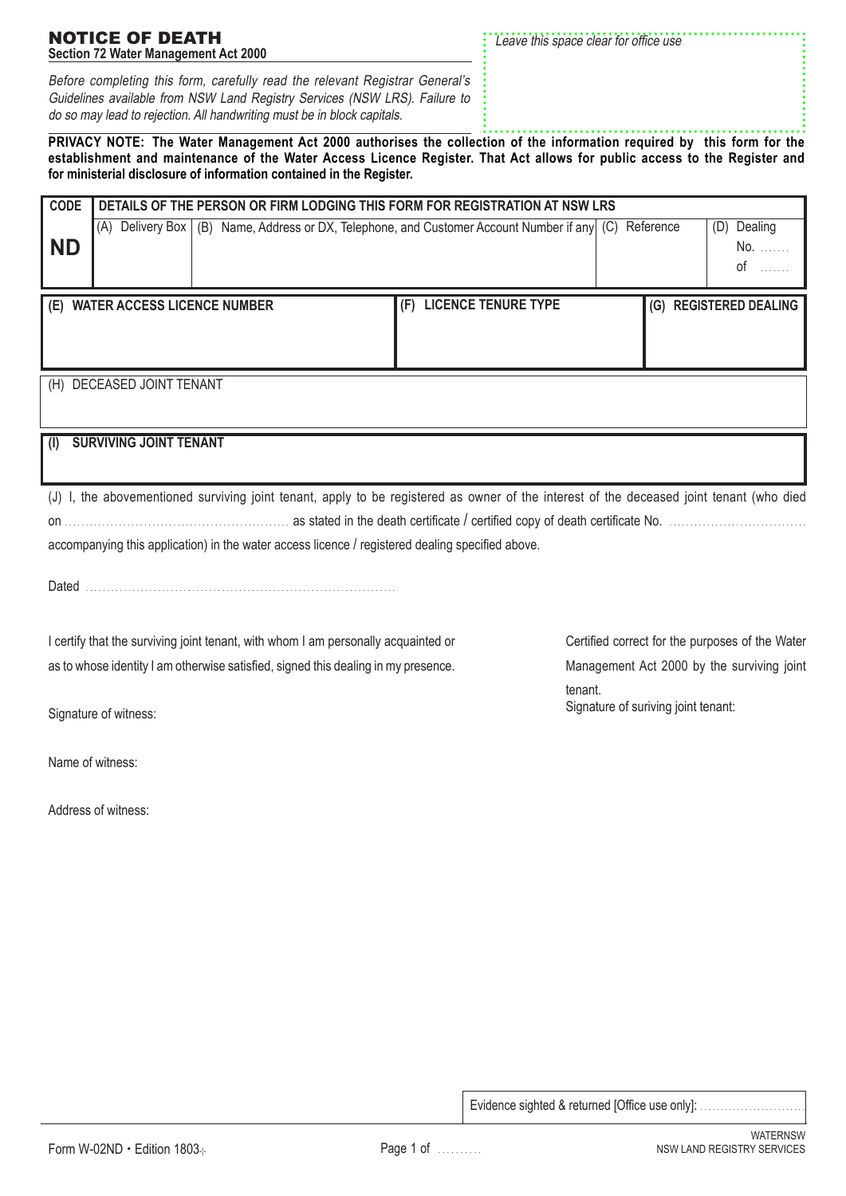# NOTICE OF DEATH

**Section 72 Water Management Act 2000**

*Leave this space clear for office use*

*Before completing this form, carefully read the relevant Registrar General's Guidelines available from NSW Land Registry Services (NSW LRS). Failure to do so may lead to rejection. All handwriting must be in block capitals.*

**PRIVACY NOTE: The Water Management Act 2000 authorises the collection of the information required by this form for the establishment and maintenance of the Water Access Licence Register. That Act allows for public access to the Register and for ministerial disclosure of information contained in the Register.**

| CODE | DETAILS OF THE PERSON OR FIRM LODGING THIS FORM FOR REGISTRATION AT NSW LRS | | | |
|---|---|---|---|---|
| **ND** | (A) Delivery Box | (B) Name, Address or DX, Telephone, and Customer Account Number if any | (C) Reference | (D) Dealing No. ....... of ....... |

| (E) WATER ACCESS LICENCE NUMBER | (F) LICENCE TENURE TYPE | (G) REGISTERED DEALING |
|---|---|---|
| | | |

(H) DECEASED JOINT TENANT

**(I) SURVIVING JOINT TENANT**

(J) I, the abovementioned surviving joint tenant, apply to be registered as owner of the interest of the deceased joint tenant (who died on .................................................... as stated in the death certificate / certified copy of death certificate No. ................................ accompanying this application) in the water access licence / registered dealing specified above.

Dated ......................................................................

I certify that the surviving joint tenant, with whom I am personally acquainted or as to whose identity I am otherwise satisfied, signed this dealing in my presence.

Signature of witness:

Name of witness:

Address of witness:

Certified correct for the purposes of the Water Management Act 2000 by the surviving joint tenant.

Signature of suriving joint tenant:

Evidence sighted & returned [Office use only]: ..........................

Form W-02ND • Edition 1803

WATERNSW
NSW LAND REGISTRY SERVICES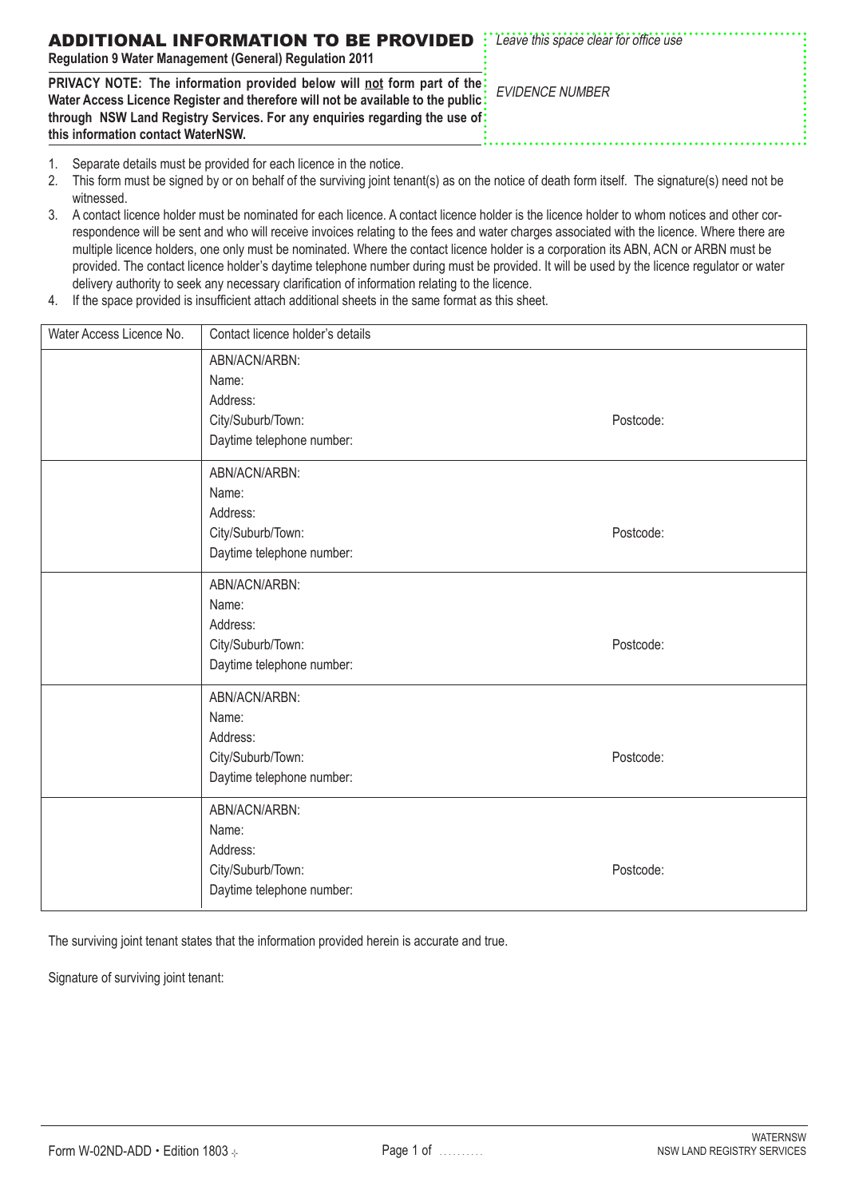# ADDITIONAL INFORMATION TO BE PROVIDED

**Regulation 9 Water Management (General) Regulation 2011**

*Leave this space clear for office use*

*EVIDENCE NUMBER*

**PRIVACY NOTE: The information provided below will not form part of the Water Access Licence Register and therefore will not be available to the public through NSW Land Registry Services. For any enquiries regarding the use of this information contact WaterNSW.**

1. Separate details must be provided for each licence in the notice.
2. This form must be signed by or on behalf of the surviving joint tenant(s) as on the notice of death form itself. The signature(s) need not be witnessed.
3. A contact licence holder must be nominated for each licence. A contact licence holder is the licence holder to whom notices and other correspondence will be sent and who will receive invoices relating to the fees and water charges associated with the licence. Where there are multiple licence holders, one only must be nominated. Where the contact licence holder is a corporation its ABN, ACN or ARBN must be provided. The contact licence holder's daytime telephone number during must be provided. It will be used by the licence regulator or water delivery authority to seek any necessary clarification of information relating to the licence.
4. If the space provided is insufficient attach additional sheets in the same format as this sheet.

| Water Access Licence No. | Contact licence holder's details |
|---|---|
| | ABN/ACN/ARBN:<br>Name:<br>Address:<br>City/Suburb/Town: Postcode:<br>Daytime telephone number: |
| | ABN/ACN/ARBN:<br>Name:<br>Address:<br>City/Suburb/Town: Postcode:<br>Daytime telephone number: |
| | ABN/ACN/ARBN:<br>Name:<br>Address:<br>City/Suburb/Town: Postcode:<br>Daytime telephone number: |
| | ABN/ACN/ARBN:<br>Name:<br>Address:<br>City/Suburb/Town: Postcode:<br>Daytime telephone number: |
| | ABN/ACN/ARBN:<br>Name:<br>Address:<br>City/Suburb/Town: Postcode:<br>Daytime telephone number: |

The surviving joint tenant states that the information provided herein is accurate and true.

Signature of surviving joint tenant:

Form W-02ND-ADD • Edition 1803

Page 1 of ..........

WATERNSW
NSW LAND REGISTRY SERVICES